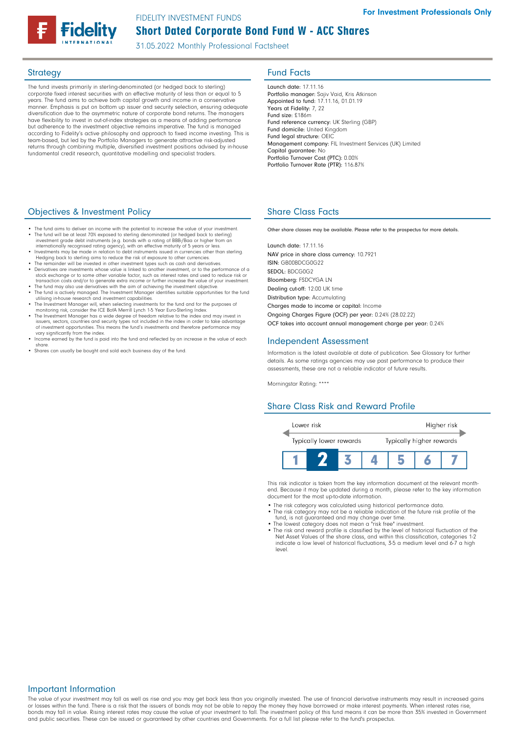For Investment Professionals Only

FIDELITY INVESTMENT FUNDS

# Short Dated Corporate Bond Fund W - ACC Shares

31.05.2022 Monthly Professional Factsheet

## Strategy

The fund invests primarily in sterling-denominated (or hedged back to sterling) corporate fixed interest securities with an effective maturity of less than or equal to 5 years. The fund aims to achieve both capital growth and income in a conservative manner. Emphasis is put on bottom up issuer and security selection, ensuring adequate diversification due to the asymmetric nature of corporate bond returns. The managers have flexibility to invest in out-of-index strategies as a means of adding performance but adherence to the investment objective remains imperative. The fund is managed according to Fidelity's active philosophy and approach to fixed income investing. This is team-based, but led by the Portfolio Managers to generate attractive risk-adjusted returns through combining multiple, diversified investment positions advised by in-house fundamental credit research, quantitative modelling and specialist traders.

## Fund Facts

**Launch date:** 17.11.16
**Portfolio manager:** Sajiv Vaid, Kris Atkinson
**Appointed to fund:** 17.11.16, 01.01.19
**Years at Fidelity:** 7, 22
**Fund size:** £186m
**Fund reference currency:** UK Sterling (GBP)
**Fund domicile:** United Kingdom
**Fund legal structure:** OEIC
**Management company:** FIL Investment Services (UK) Limited
**Capital guarantee:** No
**Portfolio Turnover Cost (PTC):** 0.00%
**Portfolio Turnover Rate (PTR):** 116.87%

## Objectives & Investment Policy

- The fund aims to deliver an income with the potential to increase the value of your investment.
- The fund will be at least 70% exposed to sterling denominated (or hedged back to sterling) investment grade debt instruments (e.g. bonds with a rating of BBB-/Baa or higher from an internationally recognised rating agency), with an effective maturity of 5 years or less.
- Investments may be made in relation to debt instruments issued in currencies other than sterling. Hedging back to sterling aims to reduce the risk of exposure to other currencies.
- The remainder will be invested in other investment types such as cash and derivatives.
- Derivatives are investments whose value is linked to another investment, or to the performance of a stock exchange or to some other variable factor, such as interest rates and used to reduce risk or transaction costs and/or to generate extra income or further increase the value of your investment.
- The fund may also use derivatives with the aim of achieving the investment objective.
- The fund is actively managed. The Investment Manager identifies suitable opportunities for the fund utilising in-house research and investment capabilities.
- The Investment Manager will, when selecting investments for the fund and for the purposes of monitoring risk, consider the ICE BofA Merrill Lynch 1-5 Year Euro-Sterling Index.
- The Investment Manager has a wide degree of freedom relative to the index and may invest in issuers, sectors, countries and security types not included in the index in order to take advantage of investment opportunities. This means the fund's investments and therefore performance may vary significantly from the index.
- Income earned by the fund is paid into the fund and reflected by an increase in the value of each share.
- Shares can usually be bought and sold each business day of the fund.

## Share Class Facts

Other share classes may be available. Please refer to the prospectus for more details.

**Launch date:** 17.11.16
**NAV price in share class currency:** 10.7921
**ISIN:** GB00BDCG0G22
**SEDOL:** BDCG0G2
**Bloomberg:** FSDCYGA LN
**Dealing cut-off:** 12:00 UK time
**Distribution type:** Accumulating
**Charges made to income or capital:** Income
**Ongoing Charges Figure (OCF) per year:** 0.24% (28.02.22)
**OCF takes into account annual management charge per year:** 0.24%

## Independent Assessment

Information is the latest available at date of publication. See Glossary for further details. As some ratings agencies may use past performance to produce their assessments, these are not a reliable indicator of future results.

Morningstar Rating: ****

## Share Class Risk and Reward Profile

| Lower risk | | | | | | Higher risk |
|---|---|---|---|---|---|---|
| Typically lower rewards | | | | | | Typically higher rewards |
| 1 | **2** | 3 | 4 | 5 | 6 | 7 |

This risk indicator is taken from the key information document at the relevant month-end. Because it may be updated during a month, please refer to the key information document for the most up-to-date information.

- The risk category was calculated using historical performance data.
- The risk category may not be a reliable indication of the future risk profile of the fund, is not guaranteed and may change over time.
- The lowest category does not mean a "risk free" investment.
- The risk and reward profile is classified by the level of historical fluctuation of the Net Asset Values of the share class, and within this classification, categories 1-2 indicate a low level of historical fluctuations, 3-5 a medium level and 6-7 a high level.

## Important Information

The value of your investment may fall as well as rise and you may get back less than you originally invested. The use of financial derivative instruments may result in increased gains or losses within the fund. There is a risk that the issuers of bonds may not be able to repay the money they have borrowed or make interest payments. When interest rates rise, bonds may fall in value. Rising interest rates may cause the value of your investment to fall. The investment policy of this fund means it can be more than 35% invested in Government and public securities. These can be issued or guaranteed by other countries and Governments. For a full list please refer to the fund's prospectus.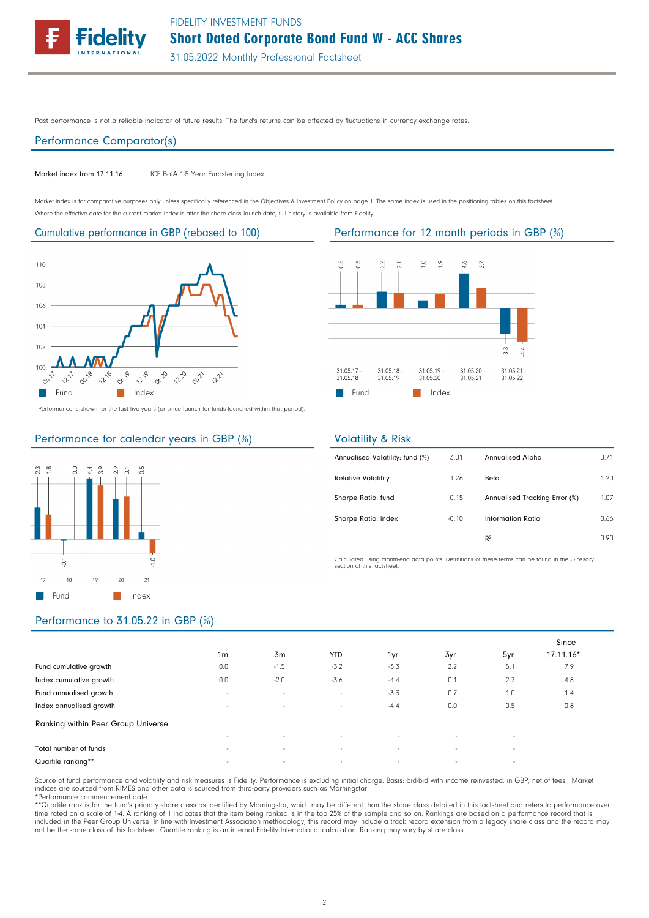Past performance is not a reliable indicator of future results. The fund's returns can be affected by fluctuations in currency exchange rates.

## Performance Comparator(s)

| | |
|---|---|
| Market index from 17.11.16 | ICE BofA 1-5 Year Eurosterling Index |

Market index is for comparative purposes only unless specifically referenced in the Objectives & Investment Policy on page 1. The same index is used in the positioning tables on this factsheet.
Where the effective date for the current market index is after the share class launch date, full history is available from Fidelity.

## Cumulative performance in GBP (rebased to 100)

Performance is shown for the last five years (or since launch for funds launched within that period).

## Performance for 12 month periods in GBP (%)

| | 31.05.17 - 31.05.18 | 31.05.18 - 31.05.19 | 31.05.19 - 31.05.20 | 31.05.20 - 31.05.21 | 31.05.21 - 31.05.22 |
|---|---|---|---|---|---|
| Fund | 0.5 | 2.2 | 1.0 | 4.6 | -3.3 |
| Index | 0.5 | 2.1 | 1.9 | 2.7 | -4.4 |

## Performance for calendar years in GBP (%)

| | 17 | 18 | 19 | 20 | 21 |
|---|---|---|---|---|---|
| Fund | 2.3 | -0.1 | 4.4 | 2.9 | 0.5 |
| Index | 1.8 | 0.0 | 3.9 | 3.1 | -1.0 |

## Volatility & Risk

| | | | |
|---|---|---|---|
| Annualised Volatility: fund (%) | 3.01 | Annualised Alpha | 0.71 |
| Relative Volatility | 1.26 | Beta | 1.20 |
| Sharpe Ratio: fund | 0.15 | Annualised Tracking Error (%) | 1.07 |
| Sharpe Ratio: index | -0.10 | Information Ratio | 0.66 |
| | | $R^2$ | 0.90 |

Calculated using month-end data points. Definitions of these terms can be found in the Glossary section of this factsheet.

## Performance to 31.05.22 in GBP (%)

| | 1m | 3m | YTD | 1yr | 3yr | 5yr | Since 17.11.16* |
|---|---|---|---|---|---|---|---|
| Fund cumulative growth | 0.0 | -1.5 | -3.2 | -3.3 | 2.2 | 5.1 | 7.9 |
| Index cumulative growth | 0.0 | -2.0 | -3.6 | -4.4 | 0.1 | 2.7 | 4.8 |
| Fund annualised growth | - | - | - | -3.3 | 0.7 | 1.0 | 1.4 |
| Index annualised growth | - | - | - | -4.4 | 0.0 | 0.5 | 0.8 |
| **Ranking within Peer Group Universe** | | | | | | | |
| | - | - | - | - | - | - | |
| Total number of funds | - | - | - | - | - | - | |
| Quartile ranking** | - | - | - | - | - | - | |

Source of fund performance and volatility and risk measures is Fidelity. Performance is excluding initial charge. Basis: bid-bid with income reinvested, in GBP, net of fees. Market indices are sourced from RIMES and other data is sourced from third-party providers such as Morningstar.
*Performance commencement date.
**Quartile rank is for the fund's primary share class as identified by Morningstar, which may be different than the share class detailed in this factsheet and refers to performance over time rated on a scale of 1-4. A ranking of 1 indicates that the item being ranked is in the top 25% of the sample and so on. Rankings are based on a performance record that is included in the Peer Group Universe. In line with Investment Association methodology, this record may include a track record extension from a legacy share class and the record may not be the same class of this factsheet. Quartile ranking is an internal Fidelity International calculation. Ranking may vary by share class.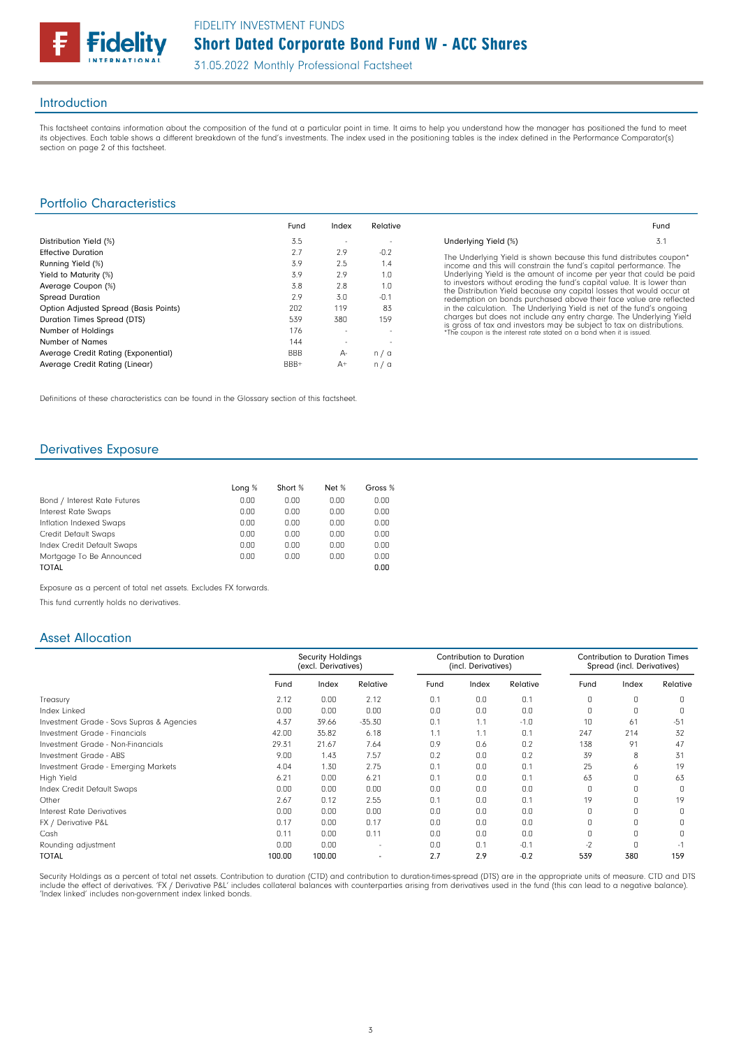# FIDELITY INVESTMENT FUNDS

## Short Dated Corporate Bond Fund W - ACC Shares

31.05.2022 Monthly Professional Factsheet

## Introduction

This factsheet contains information about the composition of the fund at a particular point in time. It aims to help you understand how the manager has positioned the fund to meet its objectives. Each table shows a different breakdown of the fund's investments. The index used in the positioning tables is the index defined in the Performance Comparator(s) section on page 2 of this factsheet.

## Portfolio Characteristics

| | Fund | Index | Relative |
|---|---|---|---|
| Distribution Yield (%) | 3.5 | - | - |
| Effective Duration | 2.7 | 2.9 | -0.2 |
| Running Yield (%) | 3.9 | 2.5 | 1.4 |
| Yield to Maturity (%) | 3.9 | 2.9 | 1.0 |
| Average Coupon (%) | 3.8 | 2.8 | 1.0 |
| Spread Duration | 2.9 | 3.0 | -0.1 |
| Option Adjusted Spread (Basis Points) | 202 | 119 | 83 |
| Duration Times Spread (DTS) | 539 | 380 | 159 |
| Number of Holdings | 176 | - | - |
| Number of Names | 144 | - | - |
| Average Credit Rating (Exponential) | BBB | A- | n / a |
| Average Credit Rating (Linear) | BBB+ | A+ | n / a |

| | Fund |
|---|---|
| Underlying Yield (%) | 3.1 |

The Underlying Yield is shown because this fund distributes coupon* income and this will constrain the fund's capital performance. The Underlying Yield is the amount of income per year that could be paid to investors without eroding the fund's capital value. It is lower than the Distribution Yield because any capital losses that would occur at redemption on bonds purchased above their face value are reflected in the calculation. The Underlying Yield is net of the fund's ongoing charges but does not include any entry charge. The Underlying Yield is gross of tax and investors may be subject to tax on distributions.
*The coupon is the interest rate stated on a bond when it is issued.

Definitions of these characteristics can be found in the Glossary section of this factsheet.

## Derivatives Exposure

| | Long % | Short % | Net % | Gross % |
|---|---|---|---|---|
| Bond / Interest Rate Futures | 0.00 | 0.00 | 0.00 | 0.00 |
| Interest Rate Swaps | 0.00 | 0.00 | 0.00 | 0.00 |
| Inflation Indexed Swaps | 0.00 | 0.00 | 0.00 | 0.00 |
| Credit Default Swaps | 0.00 | 0.00 | 0.00 | 0.00 |
| Index Credit Default Swaps | 0.00 | 0.00 | 0.00 | 0.00 |
| Mortgage To Be Announced | 0.00 | 0.00 | 0.00 | 0.00 |
| **TOTAL** | | | | **0.00** |

Exposure as a percent of total net assets. Excludes FX forwards.

This fund currently holds no derivatives.

## Asset Allocation

| | Security Holdings (excl. Derivatives) | | | Contribution to Duration (incl. Derivatives) | | | Contribution to Duration Times Spread (incl. Derivatives) | | |
|---|---|---|---|---|---|---|---|---|---|
| | Fund | Index | Relative | Fund | Index | Relative | Fund | Index | Relative |
| Treasury | 2.12 | 0.00 | 2.12 | 0.1 | 0.0 | 0.1 | 0 | 0 | 0 |
| Index Linked | 0.00 | 0.00 | 0.00 | 0.0 | 0.0 | 0.0 | 0 | 0 | 0 |
| Investment Grade - Sovs Supras & Agencies | 4.37 | 39.66 | -35.30 | 0.1 | 1.1 | -1.0 | 10 | 61 | -51 |
| Investment Grade - Financials | 42.00 | 35.82 | 6.18 | 1.1 | 1.1 | 0.1 | 247 | 214 | 32 |
| Investment Grade - Non-Financials | 29.31 | 21.67 | 7.64 | 0.9 | 0.6 | 0.2 | 138 | 91 | 47 |
| Investment Grade - ABS | 9.00 | 1.43 | 7.57 | 0.2 | 0.0 | 0.2 | 39 | 8 | 31 |
| Investment Grade - Emerging Markets | 4.04 | 1.30 | 2.75 | 0.1 | 0.0 | 0.1 | 25 | 6 | 19 |
| High Yield | 6.21 | 0.00 | 6.21 | 0.1 | 0.0 | 0.1 | 63 | 0 | 63 |
| Index Credit Default Swaps | 0.00 | 0.00 | 0.00 | 0.0 | 0.0 | 0.0 | 0 | 0 | 0 |
| Other | 2.67 | 0.12 | 2.55 | 0.1 | 0.0 | 0.1 | 19 | 0 | 19 |
| Interest Rate Derivatives | 0.00 | 0.00 | 0.00 | 0.0 | 0.0 | 0.0 | 0 | 0 | 0 |
| FX / Derivative P&L | 0.17 | 0.00 | 0.17 | 0.0 | 0.0 | 0.0 | 0 | 0 | 0 |
| Cash | 0.11 | 0.00 | 0.11 | 0.0 | 0.0 | 0.0 | 0 | 0 | 0 |
| Rounding adjustment | 0.00 | 0.00 | - | 0.0 | 0.1 | -0.1 | -2 | 0 | -1 |
| **TOTAL** | **100.00** | **100.00** | - | **2.7** | **2.9** | **-0.2** | **539** | **380** | **159** |

Security Holdings as a percent of total net assets. Contribution to duration (CTD) and contribution to duration-times-spread (DTS) are in the appropriate units of measure. CTD and DTS include the effect of derivatives. 'FX / Derivative P&L' includes collateral balances with counterparties arising from derivatives used in the fund (this can lead to a negative balance). 'Index linked' includes non-government index linked bonds.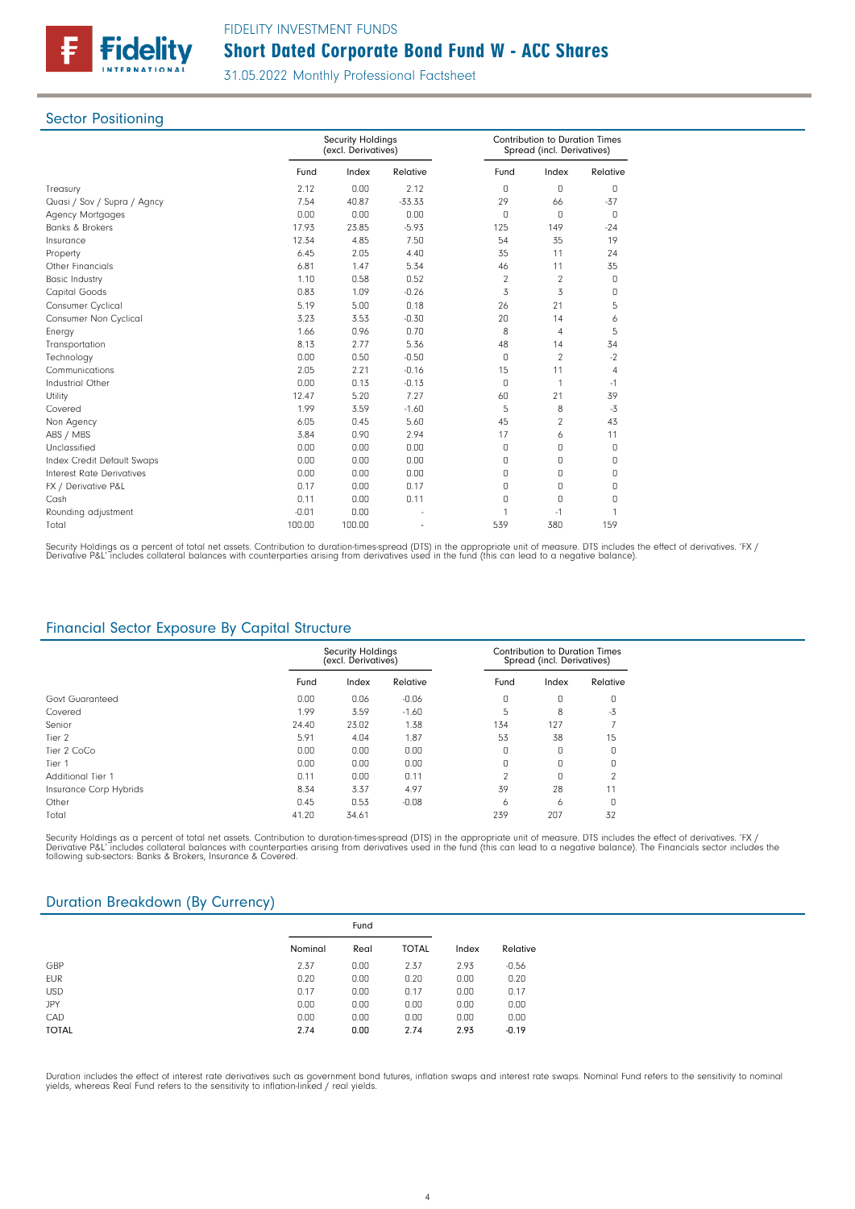FIDELITY INVESTMENT FUNDS

# Short Dated Corporate Bond Fund W - ACC Shares

31.05.2022 Monthly Professional Factsheet

## Sector Positioning

| | Security Holdings (excl. Derivatives) | | | Contribution to Duration Times Spread (incl. Derivatives) | | |
|---|---|---|---|---|---|---|
| | Fund | Index | Relative | Fund | Index | Relative |
| Treasury | 2.12 | 0.00 | 2.12 | 0 | 0 | 0 |
| Quasi / Sov / Supra / Agncy | 7.54 | 40.87 | -33.33 | 29 | 66 | -37 |
| Agency Mortgages | 0.00 | 0.00 | 0.00 | 0 | 0 | 0 |
| Banks & Brokers | 17.93 | 23.85 | -5.93 | 125 | 149 | -24 |
| Insurance | 12.34 | 4.85 | 7.50 | 54 | 35 | 19 |
| Property | 6.45 | 2.05 | 4.40 | 35 | 11 | 24 |
| Other Financials | 6.81 | 1.47 | 5.34 | 46 | 11 | 35 |
| Basic Industry | 1.10 | 0.58 | 0.52 | 2 | 2 | 0 |
| Capital Goods | 0.83 | 1.09 | -0.26 | 3 | 3 | 0 |
| Consumer Cyclical | 5.19 | 5.00 | 0.18 | 26 | 21 | 5 |
| Consumer Non Cyclical | 3.23 | 3.53 | -0.30 | 20 | 14 | 6 |
| Energy | 1.66 | 0.96 | 0.70 | 8 | 4 | 5 |
| Transportation | 8.13 | 2.77 | 5.36 | 48 | 14 | 34 |
| Technology | 0.00 | 0.50 | -0.50 | 0 | 2 | -2 |
| Communications | 2.05 | 2.21 | -0.16 | 15 | 11 | 4 |
| Industrial Other | 0.00 | 0.13 | -0.13 | 0 | 1 | -1 |
| Utility | 12.47 | 5.20 | 7.27 | 60 | 21 | 39 |
| Covered | 1.99 | 3.59 | -1.60 | 5 | 8 | -3 |
| Non Agency | 6.05 | 0.45 | 5.60 | 45 | 2 | 43 |
| ABS / MBS | 3.84 | 0.90 | 2.94 | 17 | 6 | 11 |
| Unclassified | 0.00 | 0.00 | 0.00 | 0 | 0 | 0 |
| Index Credit Default Swaps | 0.00 | 0.00 | 0.00 | 0 | 0 | 0 |
| Interest Rate Derivatives | 0.00 | 0.00 | 0.00 | 0 | 0 | 0 |
| FX / Derivative P&L | 0.17 | 0.00 | 0.17 | 0 | 0 | 0 |
| Cash | 0.11 | 0.00 | 0.11 | 0 | 0 | 0 |
| Rounding adjustment | -0.01 | 0.00 | - | 1 | -1 | 1 |
| Total | 100.00 | 100.00 | - | 539 | 380 | 159 |

Security Holdings as a percent of total net assets. Contribution to duration-times-spread (DTS) in the appropriate unit of measure. DTS includes the effect of derivatives. 'FX / Derivative P&L' includes collateral balances with counterparties arising from derivatives used in the fund (this can lead to a negative balance).

## Financial Sector Exposure By Capital Structure

| | Security Holdings (excl. Derivatives) | | | Contribution to Duration Times Spread (incl. Derivatives) | | |
|---|---|---|---|---|---|---|
| | Fund | Index | Relative | Fund | Index | Relative |
| Govt Guaranteed | 0.00 | 0.06 | -0.06 | 0 | 0 | 0 |
| Covered | 1.99 | 3.59 | -1.60 | 5 | 8 | -3 |
| Senior | 24.40 | 23.02 | 1.38 | 134 | 127 | 7 |
| Tier 2 | 5.91 | 4.04 | 1.87 | 53 | 38 | 15 |
| Tier 2 CoCo | 0.00 | 0.00 | 0.00 | 0 | 0 | 0 |
| Tier 1 | 0.00 | 0.00 | 0.00 | 0 | 0 | 0 |
| Additional Tier 1 | 0.11 | 0.00 | 0.11 | 2 | 0 | 2 |
| Insurance Corp Hybrids | 8.34 | 3.37 | 4.97 | 39 | 28 | 11 |
| Other | 0.45 | 0.53 | -0.08 | 6 | 6 | 0 |
| Total | 41.20 | 34.61 | | 239 | 207 | 32 |

Security Holdings as a percent of total net assets. Contribution to duration-times-spread (DTS) in the appropriate unit of measure. DTS includes the effect of derivatives. 'FX / Derivative P&L' includes collateral balances with counterparties arising from derivatives used in the fund (this can lead to a negative balance). The Financials sector includes the following sub-sectors: Banks & Brokers, Insurance & Covered.

## Duration Breakdown (By Currency)

| | Fund | | | | |
|---|---|---|---|---|---|
| | Nominal | Real | TOTAL | Index | Relative |
| GBP | 2.37 | 0.00 | 2.37 | 2.93 | -0.56 |
| EUR | 0.20 | 0.00 | 0.20 | 0.00 | 0.20 |
| USD | 0.17 | 0.00 | 0.17 | 0.00 | 0.17 |
| JPY | 0.00 | 0.00 | 0.00 | 0.00 | 0.00 |
| CAD | 0.00 | 0.00 | 0.00 | 0.00 | 0.00 |
| **TOTAL** | **2.74** | **0.00** | 2.74 | 2.93 | -0.19 |

Duration includes the effect of interest rate derivatives such as government bond futures, inflation swaps and interest rate swaps. Nominal Fund refers to the sensitivity to nominal yields, whereas Real Fund refers to the sensitivity to inflation-linked / real yields.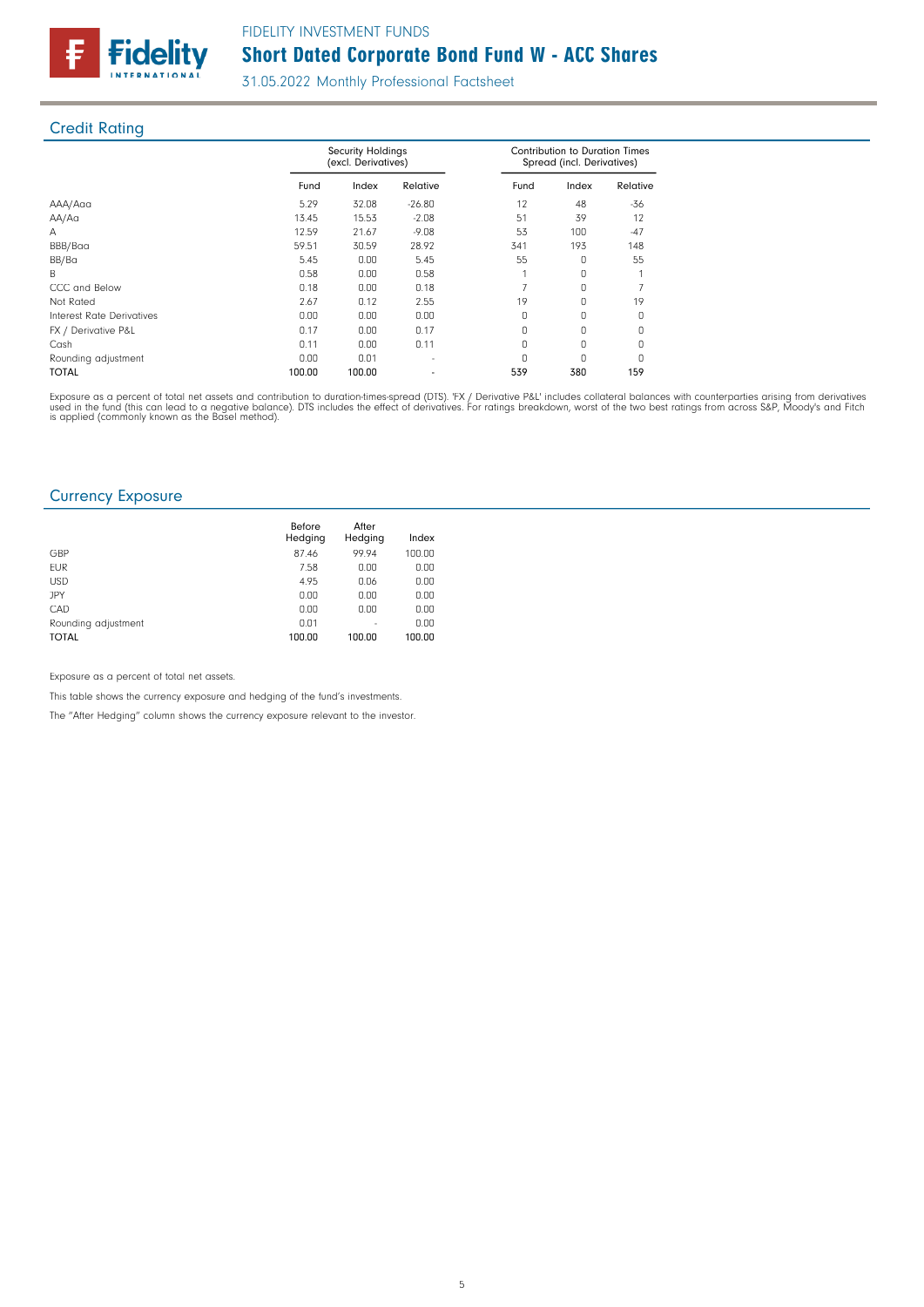## Credit Rating

| | Security Holdings (excl. Derivatives) | | | Contribution to Duration Times Spread (incl. Derivatives) | | |
|---|---|---|---|---|---|---|
| | Fund | Index | Relative | Fund | Index | Relative |
| AAA/Aaa | 5.29 | 32.08 | -26.80 | 12 | 48 | -36 |
| AA/Aa | 13.45 | 15.53 | -2.08 | 51 | 39 | 12 |
| A | 12.59 | 21.67 | -9.08 | 53 | 100 | -47 |
| BBB/Baa | 59.51 | 30.59 | 28.92 | 341 | 193 | 148 |
| BB/Ba | 5.45 | 0.00 | 5.45 | 55 | 0 | 55 |
| B | 0.58 | 0.00 | 0.58 | 1 | 0 | 1 |
| CCC and Below | 0.18 | 0.00 | 0.18 | 7 | 0 | 7 |
| Not Rated | 2.67 | 0.12 | 2.55 | 19 | 0 | 19 |
| Interest Rate Derivatives | 0.00 | 0.00 | 0.00 | 0 | 0 | 0 |
| FX / Derivative P&L | 0.17 | 0.00 | 0.17 | 0 | 0 | 0 |
| Cash | 0.11 | 0.00 | 0.11 | 0 | 0 | 0 |
| Rounding adjustment | 0.00 | 0.01 | - | 0 | 0 | 0 |
| **TOTAL** | **100.00** | **100.00** | - | **539** | **380** | **159** |

Exposure as a percent of total net assets and contribution to duration-times-spread (DTS). 'FX / Derivative P&L' includes collateral balances with counterparties arising from derivatives used in the fund (this can lead to a negative balance). DTS includes the effect of derivatives. For ratings breakdown, worst of the two best ratings from across S&P, Moody's and Fitch is applied (commonly known as the Basel method).

## Currency Exposure

| | Before Hedging | After Hedging | Index |
|---|---|---|---|
| GBP | 87.46 | 99.94 | 100.00 |
| EUR | 7.58 | 0.00 | 0.00 |
| USD | 4.95 | 0.06 | 0.00 |
| JPY | 0.00 | 0.00 | 0.00 |
| CAD | 0.00 | 0.00 | 0.00 |
| Rounding adjustment | 0.01 | - | 0.00 |
| **TOTAL** | **100.00** | **100.00** | **100.00** |

Exposure as a percent of total net assets.

This table shows the currency exposure and hedging of the fund's investments.

The "After Hedging" column shows the currency exposure relevant to the investor.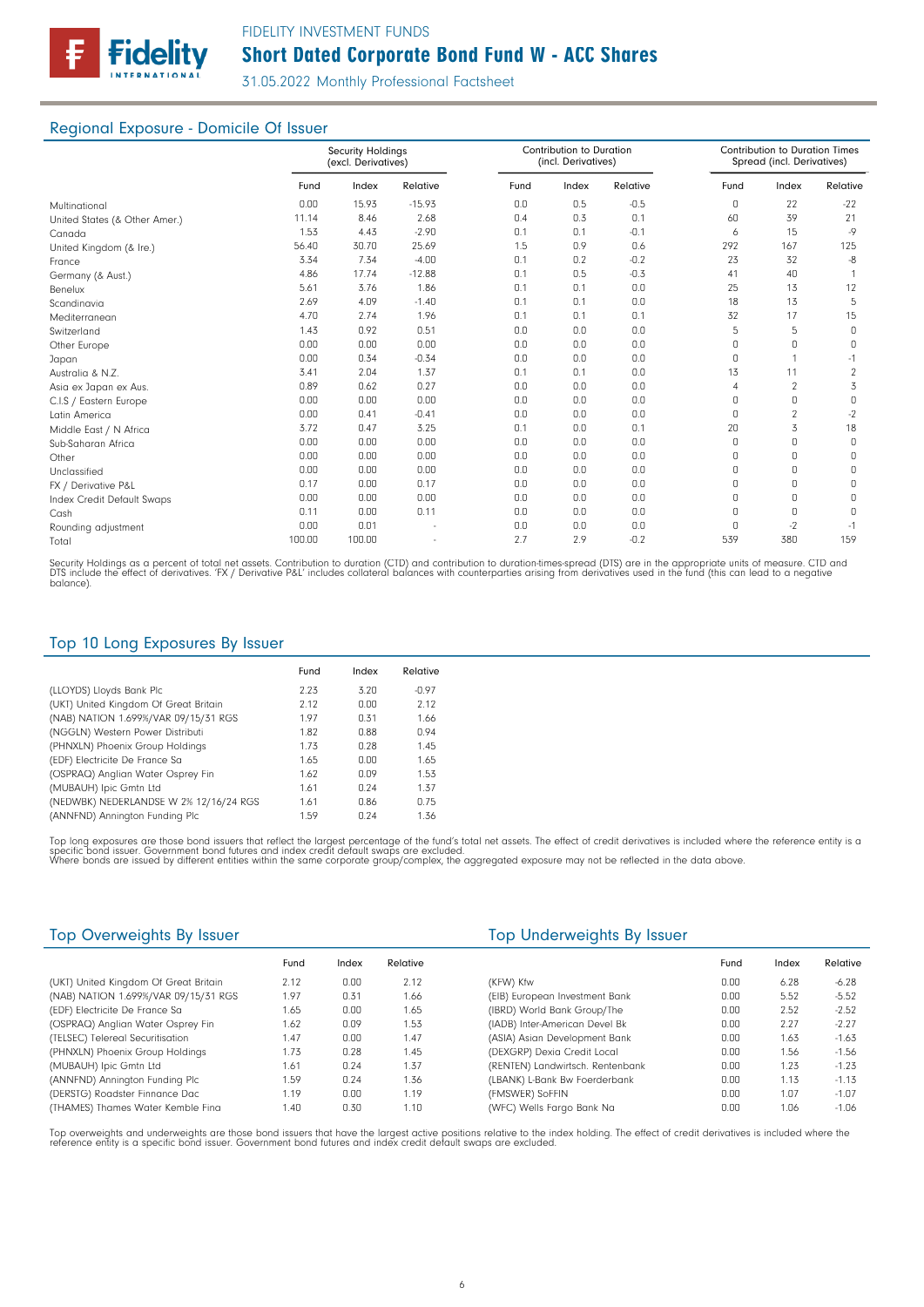## Regional Exposure - Domicile Of Issuer

| | Security Holdings (excl. Derivatives) | | | Contribution to Duration (incl. Derivatives) | | | Contribution to Duration Times Spread (incl. Derivatives) | | |
|---|---|---|---|---|---|---|---|---|---|
| | Fund | Index | Relative | Fund | Index | Relative | Fund | Index | Relative |
| Multinational | 0.00 | 15.93 | -15.93 | 0.0 | 0.5 | -0.5 | 0 | 22 | -22 |
| United States (& Other Amer.) | 11.14 | 8.46 | 2.68 | 0.4 | 0.3 | 0.1 | 60 | 39 | 21 |
| Canada | 1.53 | 4.43 | -2.90 | 0.1 | 0.1 | -0.1 | 6 | 15 | -9 |
| United Kingdom (& Ire.) | 56.40 | 30.70 | 25.69 | 1.5 | 0.9 | 0.6 | 292 | 167 | 125 |
| France | 3.34 | 7.34 | -4.00 | 0.1 | 0.2 | -0.2 | 23 | 32 | -8 |
| Germany (& Aust.) | 4.86 | 17.74 | -12.88 | 0.1 | 0.5 | -0.3 | 41 | 40 | 1 |
| Benelux | 5.61 | 3.76 | 1.86 | 0.1 | 0.1 | 0.0 | 25 | 13 | 12 |
| Scandinavia | 2.69 | 4.09 | -1.40 | 0.1 | 0.1 | 0.0 | 18 | 13 | 5 |
| Mediterranean | 4.70 | 2.74 | 1.96 | 0.1 | 0.1 | 0.1 | 32 | 17 | 15 |
| Switzerland | 1.43 | 0.92 | 0.51 | 0.0 | 0.0 | 0.0 | 5 | 5 | 0 |
| Other Europe | 0.00 | 0.00 | 0.00 | 0.0 | 0.0 | 0.0 | 0 | 0 | 0 |
| Japan | 0.00 | 0.34 | -0.34 | 0.0 | 0.0 | 0.0 | 0 | 1 | -1 |
| Australia & N.Z. | 3.41 | 2.04 | 1.37 | 0.1 | 0.1 | 0.0 | 13 | 11 | 2 |
| Asia ex Japan ex Aus. | 0.89 | 0.62 | 0.27 | 0.0 | 0.0 | 0.0 | 4 | 2 | 3 |
| C.I.S / Eastern Europe | 0.00 | 0.00 | 0.00 | 0.0 | 0.0 | 0.0 | 0 | 0 | 0 |
| Latin America | 0.00 | 0.41 | -0.41 | 0.0 | 0.0 | 0.0 | 0 | 2 | -2 |
| Middle East / N Africa | 3.72 | 0.47 | 3.25 | 0.1 | 0.0 | 0.1 | 20 | 3 | 18 |
| Sub-Saharan Africa | 0.00 | 0.00 | 0.00 | 0.0 | 0.0 | 0.0 | 0 | 0 | 0 |
| Other | 0.00 | 0.00 | 0.00 | 0.0 | 0.0 | 0.0 | 0 | 0 | 0 |
| Unclassified | 0.00 | 0.00 | 0.00 | 0.0 | 0.0 | 0.0 | 0 | 0 | 0 |
| FX / Derivative P&L | 0.17 | 0.00 | 0.17 | 0.0 | 0.0 | 0.0 | 0 | 0 | 0 |
| Index Credit Default Swaps | 0.00 | 0.00 | 0.00 | 0.0 | 0.0 | 0.0 | 0 | 0 | 0 |
| Cash | 0.11 | 0.00 | 0.11 | 0.0 | 0.0 | 0.0 | 0 | 0 | 0 |
| Rounding adjustment | 0.00 | 0.01 | - | 0.0 | 0.0 | 0.0 | 0 | -2 | -1 |
| Total | 100.00 | 100.00 | - | 2.7 | 2.9 | -0.2 | 539 | 380 | 159 |

Security Holdings as a percent of total net assets. Contribution to duration (CTD) and contribution to duration-times-spread (DTS) are in the appropriate units of measure. CTD and DTS include the effect of derivatives. 'FX / Derivative P&L' includes collateral balances with counterparties arising from derivatives used in the fund (this can lead to a negative balance).

## Top 10 Long Exposures By Issuer

| | Fund | Index | Relative |
|---|---|---|---|
| (LLOYDS) Lloyds Bank Plc | 2.23 | 3.20 | -0.97 |
| (UKT) United Kingdom Of Great Britain | 2.12 | 0.00 | 2.12 |
| (NAB) NATION 1.699%/VAR 09/15/31 RGS | 1.97 | 0.31 | 1.66 |
| (NGGLN) Western Power Distributi | 1.82 | 0.88 | 0.94 |
| (PHNXLN) Phoenix Group Holdings | 1.73 | 0.28 | 1.45 |
| (EDF) Electricite De France Sa | 1.65 | 0.00 | 1.65 |
| (OSPRAQ) Anglian Water Osprey Fin | 1.62 | 0.09 | 1.53 |
| (MUBAUH) Ipic Gmtn Ltd | 1.61 | 0.24 | 1.37 |
| (NEDWBK) NEDERLANDSE W 2% 12/16/24 RGS | 1.61 | 0.86 | 0.75 |
| (ANNFND) Annington Funding Plc | 1.59 | 0.24 | 1.36 |

Top long exposures are those bond issuers that reflect the largest percentage of the fund's total net assets. The effect of credit derivatives is included where the reference entity is a specific bond issuer. Government bond futures and index credit default swaps are excluded.
Where bonds are issued by different entities within the same corporate group/complex, the aggregated exposure may not be reflected in the data above.

## Top Overweights By Issuer

| | Fund | Index | Relative |
|---|---|---|---|
| (UKT) United Kingdom Of Great Britain | 2.12 | 0.00 | 2.12 |
| (NAB) NATION 1.699%/VAR 09/15/31 RGS | 1.97 | 0.31 | 1.66 |
| (EDF) Electricite De France Sa | 1.65 | 0.00 | 1.65 |
| (OSPRAQ) Anglian Water Osprey Fin | 1.62 | 0.09 | 1.53 |
| (TELSEC) Telereal Securitisation | 1.47 | 0.00 | 1.47 |
| (PHNXLN) Phoenix Group Holdings | 1.73 | 0.28 | 1.45 |
| (MUBAUH) Ipic Gmtn Ltd | 1.61 | 0.24 | 1.37 |
| (ANNFND) Annington Funding Plc | 1.59 | 0.24 | 1.36 |
| (DERSTG) Roadster Finnance Dac | 1.19 | 0.00 | 1.19 |
| (THAMES) Thames Water Kemble Fina | 1.40 | 0.30 | 1.10 |

## Top Underweights By Issuer

| | Fund | Index | Relative |
|---|---|---|---|
| (KFW) Kfw | 0.00 | 6.28 | -6.28 |
| (EIB) European Investment Bank | 0.00 | 5.52 | -5.52 |
| (IBRD) World Bank Group/The | 0.00 | 2.52 | -2.52 |
| (IADB) Inter-American Devel Bk | 0.00 | 2.27 | -2.27 |
| (ASIA) Asian Development Bank | 0.00 | 1.63 | -1.63 |
| (DEXGRP) Dexia Credit Local | 0.00 | 1.56 | -1.56 |
| (RENTEN) Landwirtsch. Rentenbank | 0.00 | 1.23 | -1.23 |
| (LBANK) L-Bank Bw Foerderbank | 0.00 | 1.13 | -1.13 |
| (FMSWER) SoFFIN | 0.00 | 1.07 | -1.07 |
| (WFC) Wells Fargo Bank Na | 0.00 | 1.06 | -1.06 |

Top overweights and underweights are those bond issuers that have the largest active positions relative to the index holding. The effect of credit derivatives is included where the reference entity is a specific bond issuer. Government bond futures and index credit default swaps are excluded.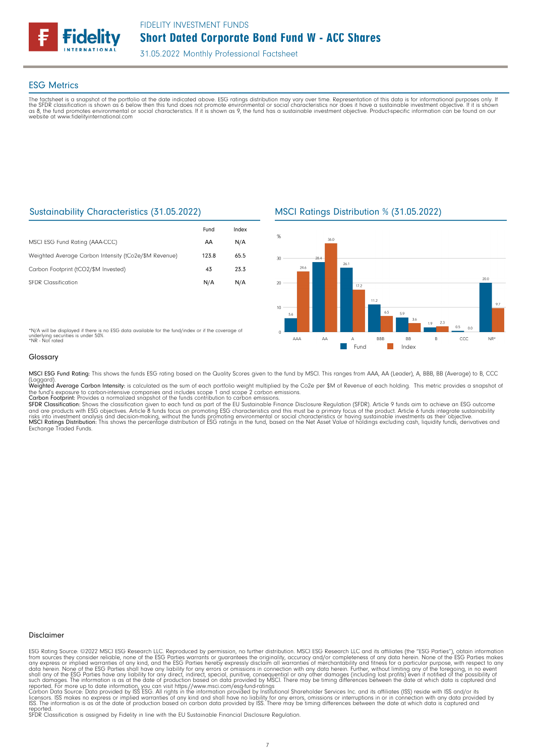## ESG Metrics

The factsheet is a snapshot of the portfolio at the date indicated above. ESG ratings distribution may vary over time. Representation of this data is for informational purposes only. If the SFDR classification is shown as 6 below then this fund does not promote environmental or social characteristics nor does it have a sustainable investment objective. If it is shown as 8, the fund promotes environmental or social characteristics. If it is shown as 9, the fund has a sustainable investment objective. Product-specific information can be found on our website at www.fidelityinternational.com

### Sustainability Characteristics (31.05.2022)

| | Fund | Index |
|---|---|---|
| MSCI ESG Fund Rating (AAA-CCC) | AA | N/A |
| Weighted Average Carbon Intensity (tCo2e/$M Revenue) | 123.8 | 65.5 |
| Carbon Footprint (tCO2/$M Invested) | 43 | 23.3 |
| SFDR Classification | N/A | N/A |

*N/A will be displayed if there is no ESG data available for the fund/index or if the coverage of underlying securities is under 50%.
*NR - Not rated

### MSCI Ratings Distribution % (31.05.2022)

| % | Fund | Index |
|---|---|---|
| AAA | 5.6 | 24.6 |
| AA | 28.4 | 36.0 |
| A | 26.1 | 17.2 |
| BBB | 11.2 | 6.5 |
| BB | 5.9 | 3.6 |
| B | 1.9 | 2.3 |
| CCC | 0.5 | 0.0 |
| NR* | 20.0 | 9.7 |

### Glossary

**MSCI ESG Fund Rating:** This shows the funds ESG rating based on the Quality Scores given to the fund by MSCI. This ranges from AAA, AA (Leader), A, BBB, BB (Average) to B, CCC (Laggard).
**Weighted Average Carbon Intensity:** is calculated as the sum of each portfolio weight multiplied by the Co2e per $M of Revenue of each holding. This metric provides a snapshot of the fund's exposure to carbon-intensive companies and includes scope 1 and scope 2 carbon emissions.
**Carbon Footprint:** Provides a normalized snapshot of the funds contribution to carbon emissions.
**SFDR Classification:** Shows the classification given to each fund as part of the EU Sustainable Finance Disclosure Regulation (SFDR). Article 9 funds aim to achieve an ESG outcome and are products with ESG objectives. Article 8 funds focus on promoting ESG characteristics and this must be a primary focus of the product. Article 6 funds integrate sustainability risks into investment analysis and decision-making, without the funds promoting environmental or social characteristics or having sustainable investments as their objective.
**MSCI Ratings Distribution:** This shows the percentage distribution of ESG ratings in the fund, based on the Net Asset Value of holdings excluding cash, liquidity funds, derivatives and Exchange Traded Funds.

### Disclaimer

ESG Rating Source: ©2022 MSCI ESG Research LLC. Reproduced by permission, no further distribution. MSCI ESG Research LLC and its affiliates (the "ESG Parties"), obtain information from sources they consider reliable, none of the ESG Parties warrants or guarantees the originality, accuracy and/or completeness of any data herein. None of the ESG Parties makes any express or implied warranties of any kind, and the ESG Parties hereby expressly disclaim all warranties of merchantability and fitness for a particular purpose, with respect to any data herein. None of the ESG Parties shall have any liability for any errors or omissions in connection with any data herein. Further, without limiting any of the foregoing, in no event shall any of the ESG Parties have any liability for any direct, indirect, special, punitive, consequential or any other damages (including lost profits) even if notified of the possibility of such damages. The information is as at the date of production based on data provided by MSCI. There may be timing differences between the date at which data is captured and reported. For more up to date information, you can visit https://www.msci.com/esg-fund-ratings
Carbon Data Source: Data provided by ISS ESG. All rights in the information provided by Institutional Shareholder Services Inc. and its affiliates (ISS) reside with ISS and/or its licensors. ISS makes no express or implied warranties of any kind and shall have no liability for any errors, omissions or interruptions in or in connection with any data provided by ISS. The information is as at the date of production based on carbon data provided by ISS. There may be timing differences between the date at which data is captured and reported.
SFDR Classification is assigned by Fidelity in line with the EU Sustainable Financial Disclosure Regulation.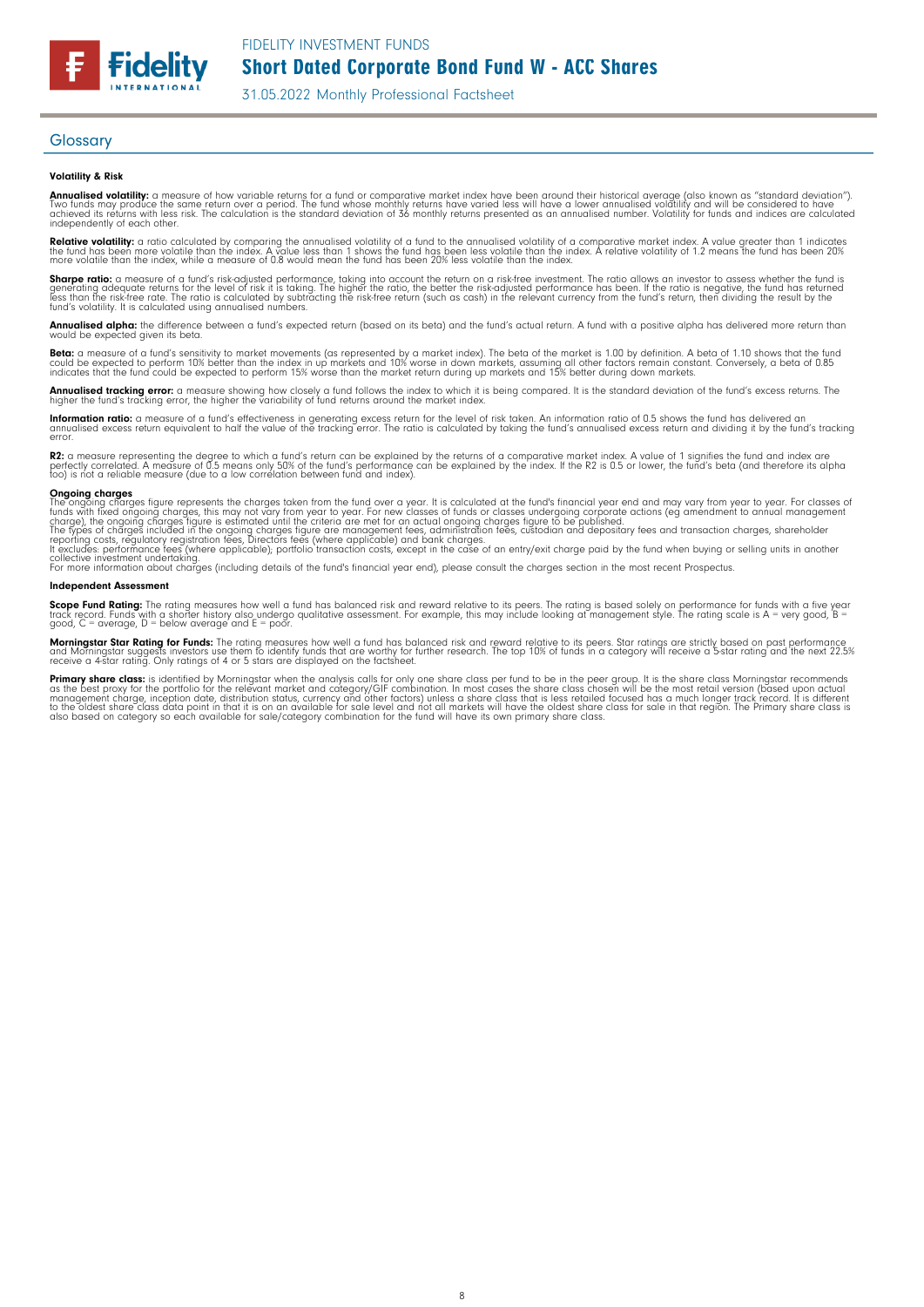## Glossary

### Volatility & Risk

**Annualised volatility:** a measure of how variable returns for a fund or comparative market index have been around their historical average (also known as "standard deviation"). Two funds may produce the same return over a period. The fund whose monthly returns have varied less will have a lower annualised volatility and will be considered to have achieved its returns with less risk. The calculation is the standard deviation of 36 monthly returns presented as an annualised number. Volatility for funds and indices are calculated independently of each other.

**Relative volatility:** a ratio calculated by comparing the annualised volatility of a fund to the annualised volatility of a comparative market index. A value greater than 1 indicates the fund has been more volatile than the index. A value less than 1 shows the fund has been less volatile than the index. A relative volatility of 1.2 means the fund has been 20% more volatile than the index, while a measure of 0.8 would mean the fund has been 20% less volatile than the index.

**Sharpe ratio:** a measure of a fund's risk-adjusted performance, taking into account the return on a risk-free investment. The ratio allows an investor to assess whether the fund is generating adequate returns for the level of risk it is taking. The higher the ratio, the better the risk-adjusted performance has been. If the ratio is negative, the fund has returned less than the risk-free rate. The ratio is calculated by subtracting the risk-free return (such as cash) in the relevant currency from the fund's return, then dividing the result by the fund's volatility. It is calculated using annualised numbers.

**Annualised alpha:** the difference between a fund's expected return (based on its beta) and the fund's actual return. A fund with a positive alpha has delivered more return than would be expected given its beta.

**Beta:** a measure of a fund's sensitivity to market movements (as represented by a market index). The beta of the market is 1.00 by definition. A beta of 1.10 shows that the fund could be expected to perform 10% better than the index in up markets and 10% worse in down markets, assuming all other factors remain constant. Conversely, a beta of 0.85 indicates that the fund could be expected to perform 15% worse than the market return during up markets and 15% better during down markets.

**Annualised tracking error:** a measure showing how closely a fund follows the index to which it is being compared. It is the standard deviation of the fund's excess returns. The higher the fund's tracking error, the higher the variability of fund returns around the market index.

**Information ratio:** a measure of a fund's effectiveness in generating excess return for the level of risk taken. An information ratio of 0.5 shows the fund has delivered an annualised excess return equivalent to half the value of the tracking error. The ratio is calculated by taking the fund's annualised excess return and dividing it by the fund's tracking error.

**R2:** a measure representing the degree to which a fund's return can be explained by the returns of a comparative market index. A value of 1 signifies the fund and index are perfectly correlated. A measure of 0.5 means only 50% of the fund's performance can be explained by the index. If the R2 is 0.5 or lower, the fund's beta (and therefore its alpha too) is not a reliable measure (due to a low correlation between fund and index).

**Ongoing charges**
The ongoing charges figure represents the charges taken from the fund over a year. It is calculated at the fund's financial year end and may vary from year to year. For classes of funds with fixed ongoing charges, this may not vary from year to year. For new classes of funds or classes undergoing corporate actions (eg amendment to annual management charge), the ongoing charges figure is estimated until the criteria are met for an actual ongoing charges figure to be published.
The types of charges included in the ongoing charges figure are management fees, administration fees, custodian and depositary fees and transaction charges, shareholder reporting costs, regulatory registration fees, Directors fees (where applicable) and bank charges.
It excludes: performance fees (where applicable); portfolio transaction costs, except in the case of an entry/exit charge paid by the fund when buying or selling units in another collective investment undertaking.
For more information about charges (including details of the fund's financial year end), please consult the charges section in the most recent Prospectus.

### Independent Assessment

**Scope Fund Rating:** The rating measures how well a fund has balanced risk and reward relative to its peers. The rating is based solely on performance for funds with a five year track record. Funds with a shorter history also undergo qualitative assessment. For example, this may include looking at management style. The rating scale is A = very good, B = good, C = average, D = below average and E = poor.

**Morningstar Star Rating for Funds:** The rating measures how well a fund has balanced risk and reward relative to its peers. Star ratings are strictly based on past performance and Morningstar suggests investors use them to identify funds that are worthy for further research. The top 10% of funds in a category will receive a 5-star rating and the next 22.5% receive a 4-star rating. Only ratings of 4 or 5 stars are displayed on the factsheet.

**Primary share class:** is identified by Morningstar when the analysis calls for only one share class per fund to be in the peer group. It is the share class Morningstar recommends as the best proxy for the portfolio for the relevant market and category/GIF combination. In most cases the share class chosen will be the most retail version (based upon actual management charge, inception date, distribution status, currency and other factors) unless a share class that is less retailed focused has a much longer track record. It is different to the oldest share class data point in that it is on an available for sale level and not all markets will have the oldest share class for sale in that region. The Primary share class is also based on category so each available for sale/category combination for the fund will have its own primary share class.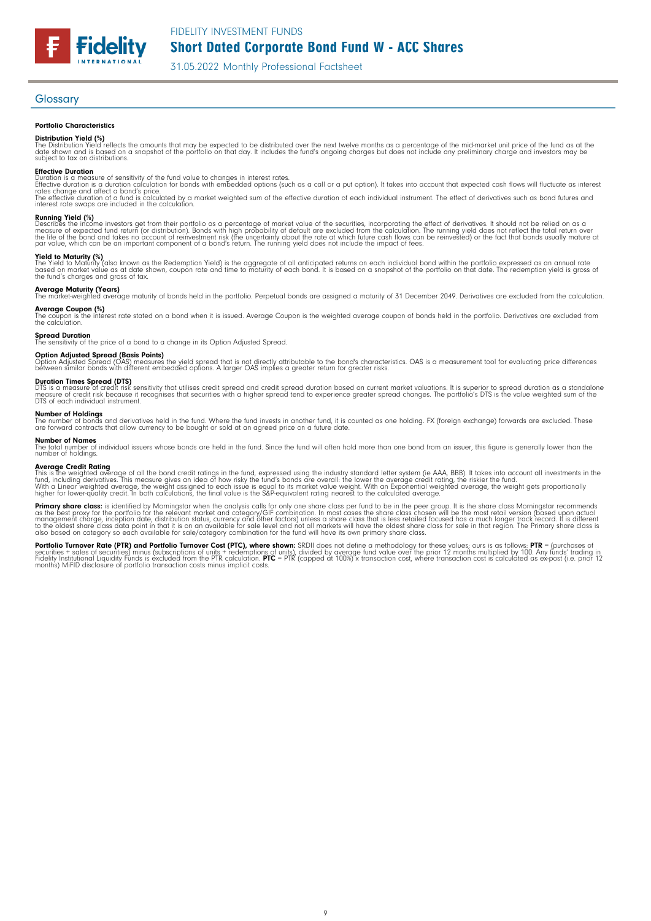## Glossary

### Portfolio Characteristics

**Distribution Yield (%)**
The Distribution Yield reflects the amounts that may be expected to be distributed over the next twelve months as a percentage of the mid-market unit price of the fund as at the date shown and is based on a snapshot of the portfolio on that day. It includes the fund's ongoing charges but does not include any preliminary charge and investors may be subject to tax on distributions.

**Effective Duration**
Duration is a measure of sensitivity of the fund value to changes in interest rates.
Effective duration is a duration calculation for bonds with embedded options (such as a call or a put option). It takes into account that expected cash flows will fluctuate as interest rates change and affect a bond's price.
The effective duration of a fund is calculated by a market weighted sum of the effective duration of each individual instrument. The effect of derivatives such as bond futures and interest rate swaps are included in the calculation.

**Running Yield (%)**
Describes the income investors get from their portfolio as a percentage of market value of the securities, incorporating the effect of derivatives. It should not be relied on as a measure of expected fund return (or distribution). Bonds with high probability of default are excluded from the calculation. The running yield does not reflect the total return over the life of the bond and takes no account of reinvestment risk (the uncertainty about the rate at which future cash flows can be reinvested) or the fact that bonds usually mature at par value, which can be an important component of a bond's return. The running yield does not include the impact of fees.

**Yield to Maturity (%)**
The Yield to Maturity (also known as the Redemption Yield) is the aggregate of all anticipated returns on each individual bond within the portfolio expressed as an annual rate based on market value as at date shown, coupon rate and time to maturity of each bond. It is based on a snapshot of the portfolio on that date. The redemption yield is gross of the fund's charges and gross of tax.

**Average Maturity (Years)**
The market-weighted average maturity of bonds held in the portfolio. Perpetual bonds are assigned a maturity of 31 December 2049. Derivatives are excluded from the calculation.

**Average Coupon (%)**
The coupon is the interest rate stated on a bond when it is issued. Average Coupon is the weighted average coupon of bonds held in the portfolio. Derivatives are excluded from the calculation.

**Spread Duration**
The sensitivity of the price of a bond to a change in its Option Adjusted Spread.

**Option Adjusted Spread (Basis Points)**
Option Adjusted Spread (OAS) measures the yield spread that is not directly attributable to the bond's characteristics. OAS is a measurement tool for evaluating price differences between similar bonds with different embedded options. A larger OAS implies a greater return for greater risks.

**Duration Times Spread (DTS)**
DTS is a measure of credit risk sensitivity that utilises credit spread and credit spread duration based on current market valuations. It is superior to spread duration as a standalone measure of credit risk because it recognises that securities with a higher spread tend to experience greater spread changes. The portfolio's DTS is the value weighted sum of the DTS of each individual instrument.

**Number of Holdings**
The number of bonds and derivatives held in the fund. Where the fund invests in another fund, it is counted as one holding. FX (foreign exchange) forwards are excluded. These are forward contracts that allow currency to be bought or sold at an agreed price on a future date.

**Number of Names**
The total number of individual issuers whose bonds are held in the fund. Since the fund will often hold more than one bond from an issuer, this figure is generally lower than the number of holdings.

**Average Credit Rating**
This is the weighted average of all the bond credit ratings in the fund, expressed using the industry standard letter system (ie AAA, BBB). It takes into account all investments in the fund, including derivatives. This measure gives an idea of how risky the fund's bonds are overall: the lower the average credit rating, the riskier the fund.
With a Linear weighted average, the weight assigned to each issue is equal to its market value weight. With an Exponential weighted average, the weight gets proportionally higher for lower-quality credit. In both calculations, the final value is the S&P-equivalent rating nearest to the calculated average.

**Primary share class:** is identified by Morningstar when the analysis calls for only one share class per fund to be in the peer group. It is the share class Morningstar recommends as the best proxy for the portfolio for the relevant market and category/GIF combination. In most cases the share class chosen will be the most retail version (based upon actual management charge, inception date, distribution status, currency and other factors) unless a share class that is less retailed focused has a much longer track record. It is different to the oldest share class data point in that it is on an available for sale level and not all markets will have the oldest share class for sale in that region. The Primary share class is also based on category so each available for sale/category combination for the fund will have its own primary share class.

**Portfolio Turnover Rate (PTR) and Portfolio Turnover Cost (PTC), where shown:** SRDII does not define a methodology for these values; ours is as follows: **PTR** = (purchases of securities + sales of securities) minus (subscriptions of units + redemptions of units), divided by average fund value over the prior 12 months multiplied by 100. Any funds' trading in Fidelity Institutional Liquidity Funds is excluded from the PTR calculation. **PTC** = PTR (capped at 100%) x transaction cost, where transaction cost is calculated as ex-post (i.e. prior 12 months) MiFID disclosure of portfolio transaction costs minus implicit costs.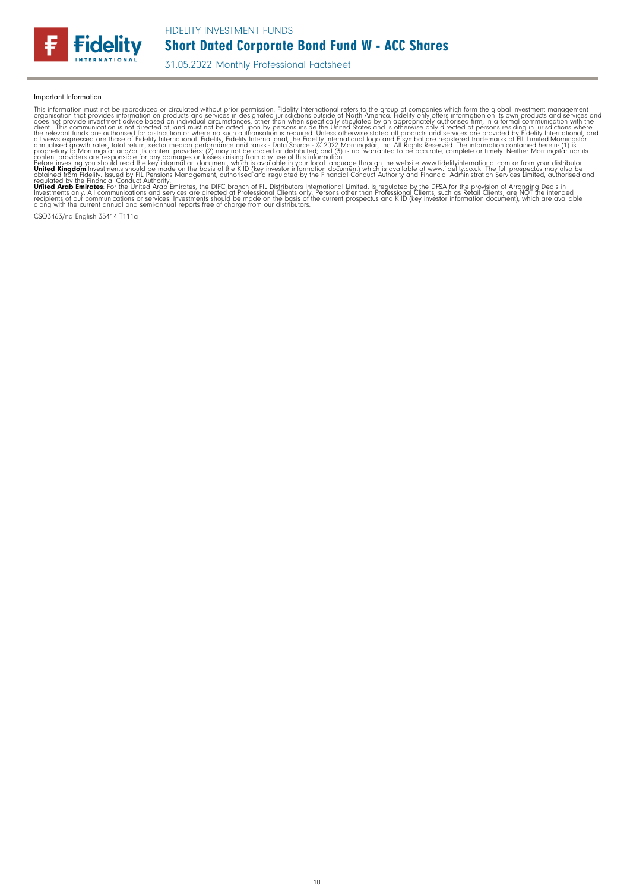Important Information

This information must not be reproduced or circulated without prior permission. Fidelity International refers to the group of companies which form the global investment management organisation that provides information on products and services in designated jurisdictions outside of North America. Fidelity only offers information on its own products and services and does not provide investment advice based on individual circumstances, other than when specifically stipulated by an appropriately authorised firm, in a formal communication with the client. This communication is not directed at, and must not be acted upon by persons inside the United States and is otherwise only directed at persons residing in jurisdictions where the relevant funds are authorised for distribution or where no such authorisation is required. Unless otherwise stated all products and services are provided by Fidelity International, and all views expressed are those of Fidelity International. Fidelity, Fidelity International, the Fidelity International logo and F symbol are registered trademarks of FIL Limited.Morningstar annualised growth rates, total return, sector median performance and ranks - Data Source - © 2022 Morningstar, Inc. All Rights Reserved. The information contained herein: (1) is proprietary to Morningstar and/or its content providers; (2) may not be copied or distributed; and (3) is not warranted to be accurate, complete or timely. Neither Morningstar nor its content providers are responsible for any damages or losses arising from any use of this information.
Before investing you should read the key information document, which is available in your local language through the website www.fidelityinternational.com or from your distributor.
**United Kingdom**:Investments should be made on the basis of the KIID (key investor information document) which is available at www.fidelity.co.uk The full prospectus may also be obtained from Fidelity. Issued by FIL Pensions Management, authorised and regulated by the Financial Conduct Authority and Financial Administration Services Limited, authorised and regulated by the Financial Conduct Authority.
**United Arab Emirates**: For the United Arab Emirates, the DIFC branch of FIL Distributors International Limited, is regulated by the DFSA for the provision of Arranging Deals in Investments only. All communications and services are directed at Professional Clients only. Persons other than Professional Clients, such as Retail Clients, are NOT the intended recipients of our communications or services. Investments should be made on the basis of the current prospectus and KIID (key investor information document), which are available along with the current annual and semi-annual reports free of charge from our distributors.

CSO3463/na English 35414 T111a